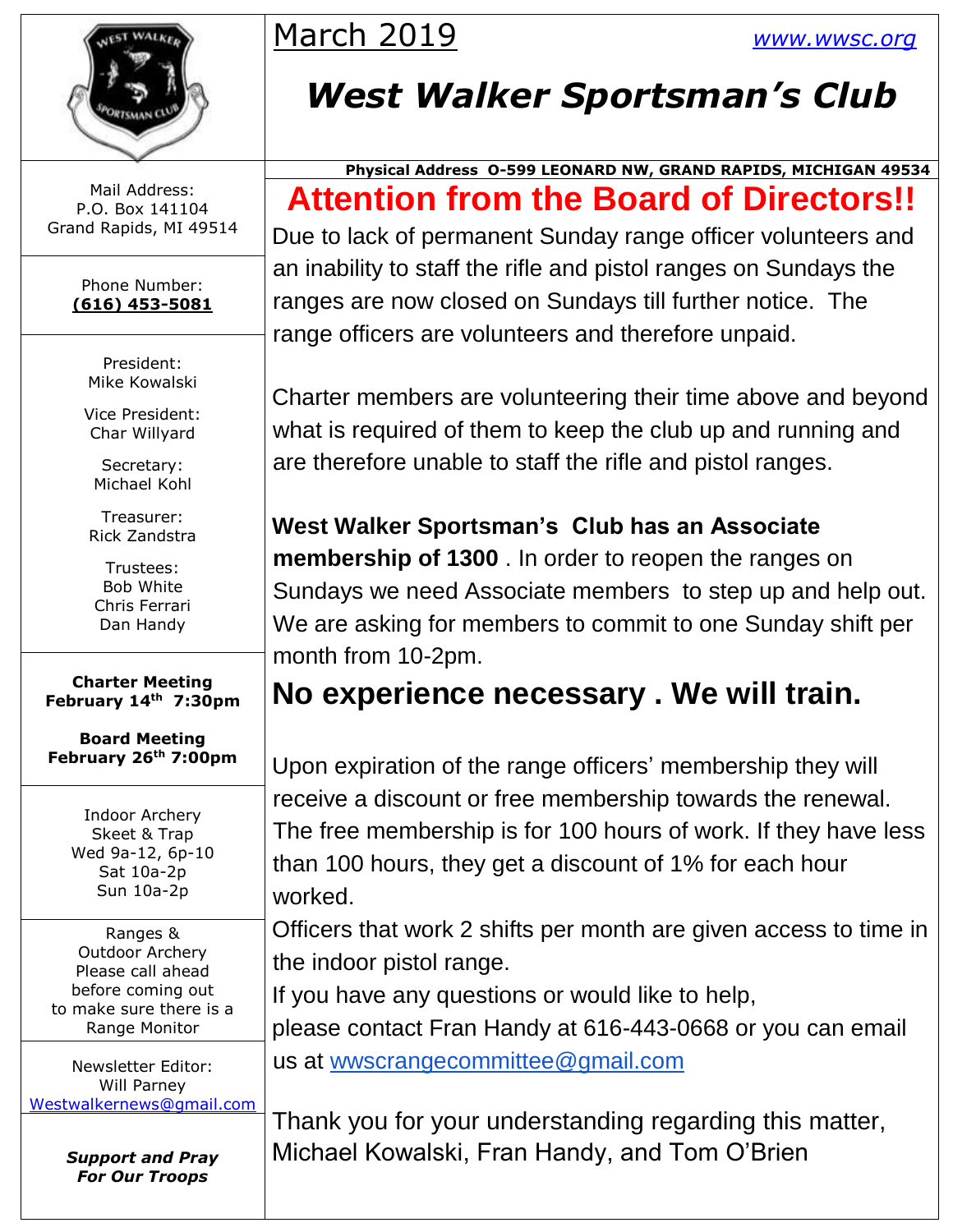March 2019

www.wwsc.org

# West Walker Sportsman's Club

**Physical Address O-599 LEONARD NW, GRAND RAPIDS, MICHIGAN 49534**

Mail Address:
P.O. Box 141104
Grand Rapids, MI 49514

Phone Number:
**(616) 453-5081**

President:
Mike Kowalski

Vice President:
Char Willyard

Secretary:
Michael Kohl

Treasurer:
Rick Zandstra

Trustees:
Bob White
Chris Ferrari
Dan Handy

**Charter Meeting**
**February 14th 7:30pm**

**Board Meeting**
**February 26th 7:00pm**

Indoor Archery
Skeet & Trap
Wed 9a-12, 6p-10
Sat 10a-2p
Sun 10a-2p

Ranges &
Outdoor Archery
Please call ahead
before coming out
to make sure there is a
Range Monitor

Newsletter Editor:
Will Parney
Westwalkernews@gmail.com

***Support and Pray***
***For Our Troops***

## Attention from the Board of Directors!!

Due to lack of permanent Sunday range officer volunteers and an inability to staff the rifle and pistol ranges on Sundays the ranges are now closed on Sundays till further notice. The range officers are volunteers and therefore unpaid.

Charter members are volunteering their time above and beyond what is required of them to keep the club up and running and are therefore unable to staff the rifle and pistol ranges.

**West Walker Sportsman's Club has an Associate membership of 1300** . In order to reopen the ranges on Sundays we need Associate members to step up and help out. We are asking for members to commit to one Sunday shift per month from 10-2pm.

## No experience necessary . We will train.

Upon expiration of the range officers' membership they will receive a discount or free membership towards the renewal. The free membership is for 100 hours of work. If they have less than 100 hours, they get a discount of 1% for each hour worked.

Officers that work 2 shifts per month are given access to time in the indoor pistol range.

If you have any questions or would like to help,
please contact Fran Handy at 616-443-0668 or you can email us at wwscrangecommittee@gmail.com

Thank you for your understanding regarding this matter,
Michael Kowalski, Fran Handy, and Tom O'Brien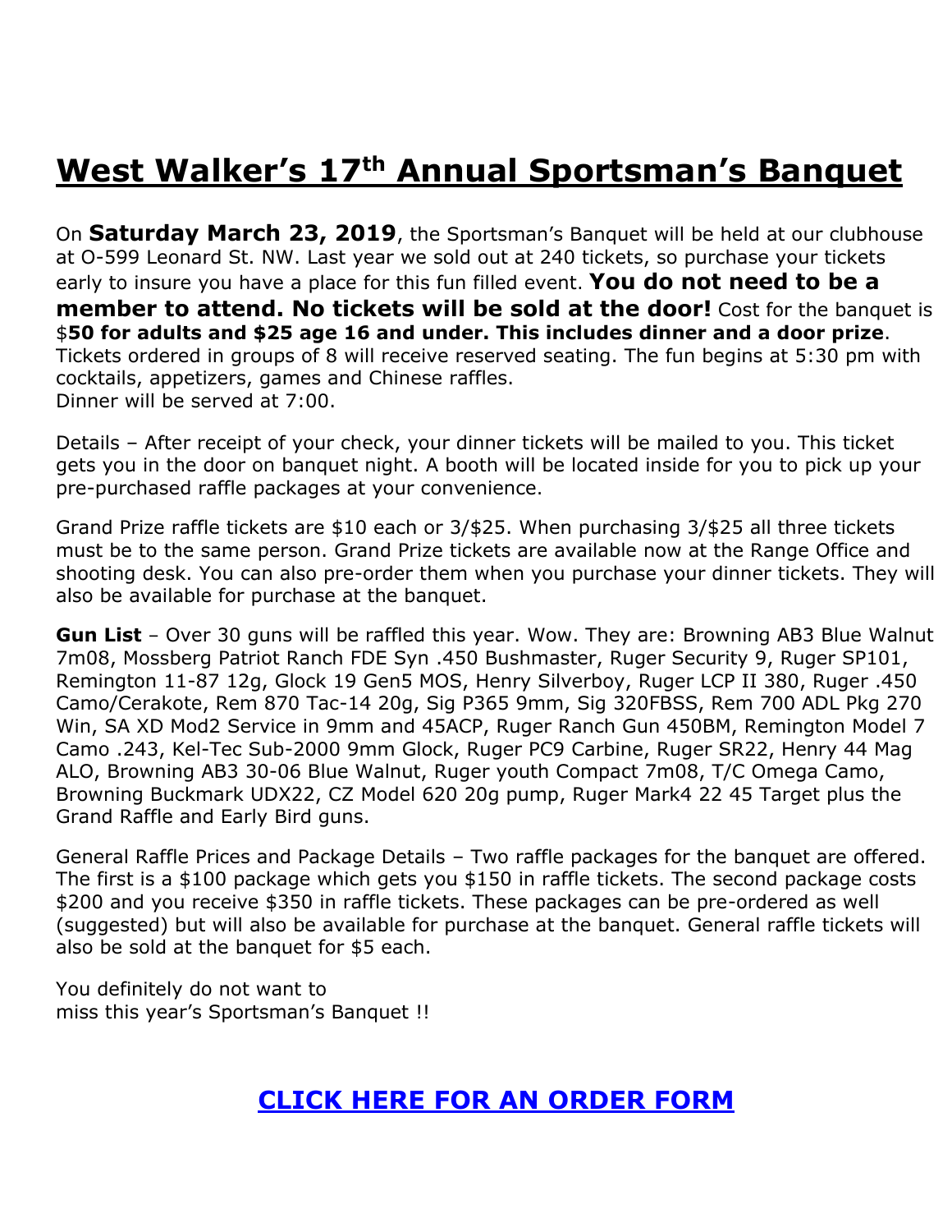# West Walker's 17th Annual Sportsman's Banquet

On **Saturday March 23, 2019**, the Sportsman's Banquet will be held at our clubhouse at O-599 Leonard St. NW. Last year we sold out at 240 tickets, so purchase your tickets early to insure you have a place for this fun filled event. **You do not need to be a member to attend. No tickets will be sold at the door!** Cost for the banquet is $**50 for adults and $25 age 16 and under. This includes dinner and a door prize**. Tickets ordered in groups of 8 will receive reserved seating. The fun begins at 5:30 pm with cocktails, appetizers, games and Chinese raffles.
Dinner will be served at 7:00.

Details – After receipt of your check, your dinner tickets will be mailed to you. This ticket gets you in the door on banquet night. A booth will be located inside for you to pick up your pre-purchased raffle packages at your convenience.

Grand Prize raffle tickets are $10 each or 3/$25. When purchasing 3/$25 all three tickets must be to the same person. Grand Prize tickets are available now at the Range Office and shooting desk. You can also pre-order them when you purchase your dinner tickets. They will also be available for purchase at the banquet.

**Gun List** – Over 30 guns will be raffled this year. Wow. They are: Browning AB3 Blue Walnut 7m08, Mossberg Patriot Ranch FDE Syn .450 Bushmaster, Ruger Security 9, Ruger SP101, Remington 11-87 12g, Glock 19 Gen5 MOS, Henry Silverboy, Ruger LCP II 380, Ruger .450 Camo/Cerakote, Rem 870 Tac-14 20g, Sig P365 9mm, Sig 320FBSS, Rem 700 ADL Pkg 270 Win, SA XD Mod2 Service in 9mm and 45ACP, Ruger Ranch Gun 450BM, Remington Model 7 Camo .243, Kel-Tec Sub-2000 9mm Glock, Ruger PC9 Carbine, Ruger SR22, Henry 44 Mag ALO, Browning AB3 30-06 Blue Walnut, Ruger youth Compact 7m08, T/C Omega Camo, Browning Buckmark UDX22, CZ Model 620 20g pump, Ruger Mark4 22 45 Target plus the Grand Raffle and Early Bird guns.

General Raffle Prices and Package Details – Two raffle packages for the banquet are offered. The first is a $100 package which gets you $150 in raffle tickets. The second package costs $200 and you receive $350 in raffle tickets. These packages can be pre-ordered as well (suggested) but will also be available for purchase at the banquet. General raffle tickets will also be sold at the banquet for $5 each.

You definitely do not want to
miss this year's Sportsman's Banquet !!

## CLICK HERE FOR AN ORDER FORM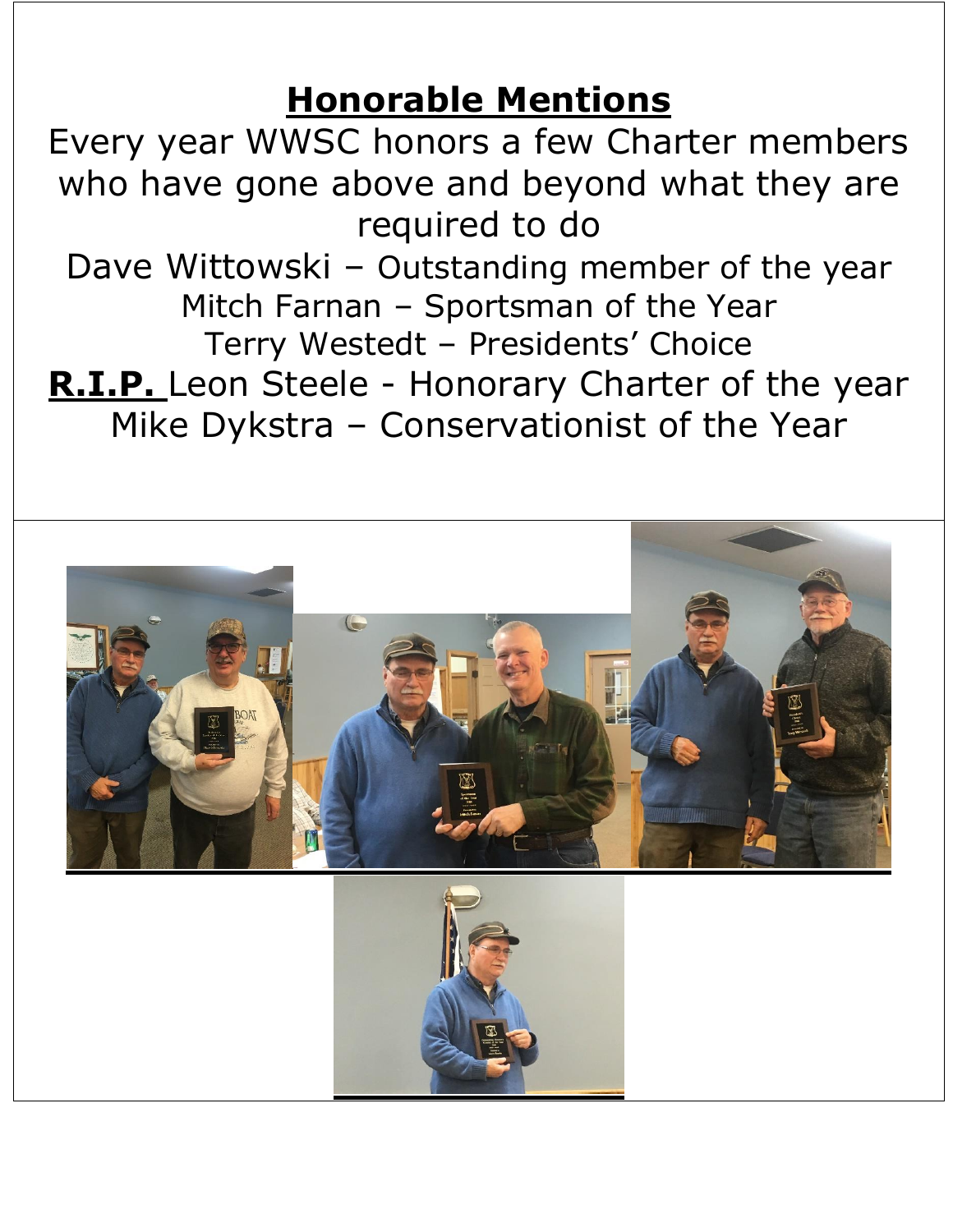# Honorable Mentions

Every year WWSC honors a few Charter members who have gone above and beyond what they are required to do

Dave Wittowski – Outstanding member of the year

Mitch Farnan – Sportsman of the Year

Terry Westedt – Presidents' Choice

**R.I.P.** Leon Steele - Honorary Charter of the year

Mike Dykstra – Conservationist of the Year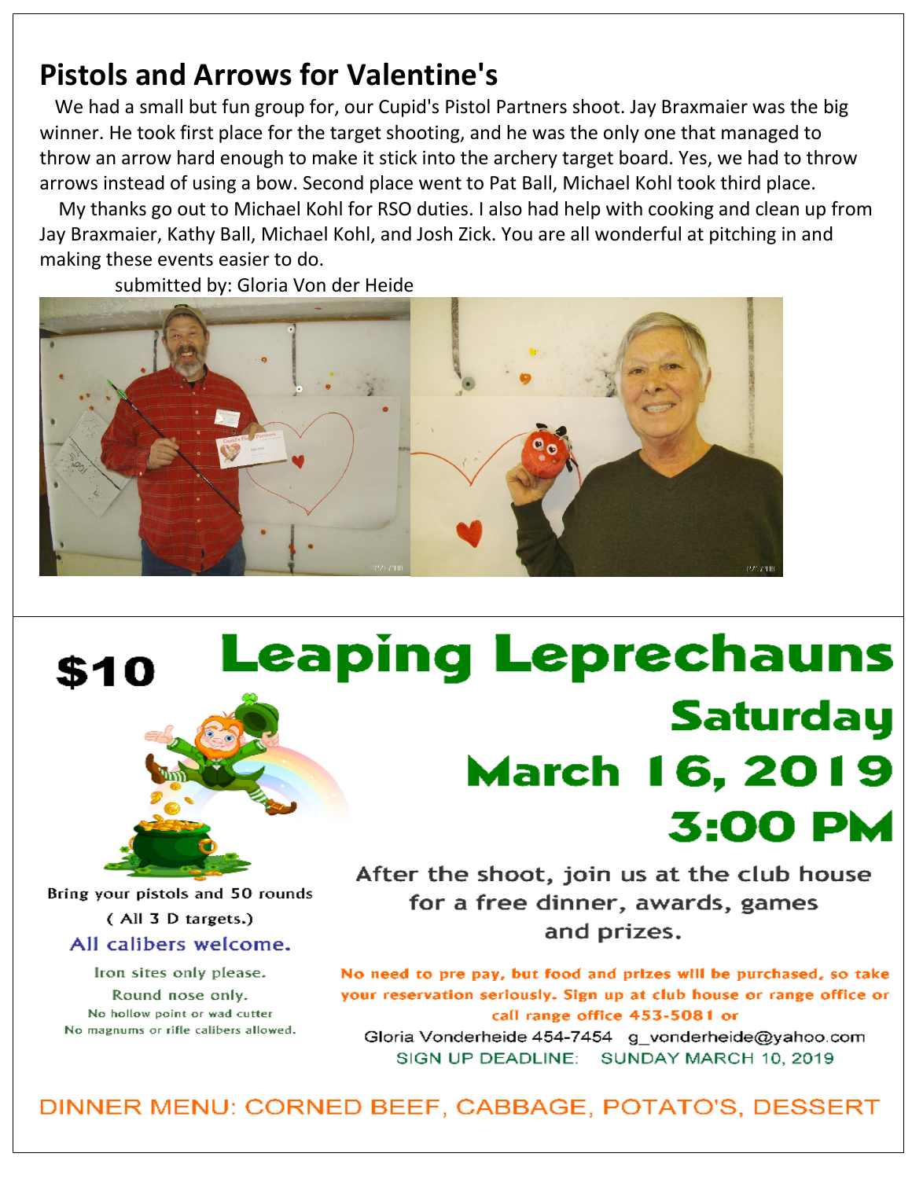## Pistols and Arrows for Valentine's

We had a small but fun group for, our Cupid's Pistol Partners shoot. Jay Braxmaier was the big winner. He took first place for the target shooting, and he was the only one that managed to throw an arrow hard enough to make it stick into the archery target board. Yes, we had to throw arrows instead of using a bow. Second place went to Pat Ball, Michael Kohl took third place.

My thanks go out to Michael Kohl for RSO duties. I also had help with cooking and clean up from Jay Braxmaier, Kathy Ball, Michael Kohl, and Josh Zick. You are all wonderful at pitching in and making these events easier to do.

submitted by: Gloria Von der Heide

---

**$10**

# Leaping Leprechauns

## Saturday
## March 16, 2019
## 3:00 PM

Bring your pistols and 50 rounds
( All 3 D targets.)

All calibers welcome.

Iron sites only please.
Round nose only.
No hollow point or wad cutter
No magnums or rifle calibers allowed.

After the shoot, join us at the club house for a free dinner, awards, games and prizes.

**No need to pre pay, but food and prizes will be purchased, so take your reservation seriously. Sign up at club house or range office or call range office 453-5081 or**

Gloria Vonderheide 454-7454 g_vonderheide@yahoo.com

SIGN UP DEADLINE: SUNDAY MARCH 10, 2019

DINNER MENU: CORNED BEEF, CABBAGE, POTATO'S, DESSERT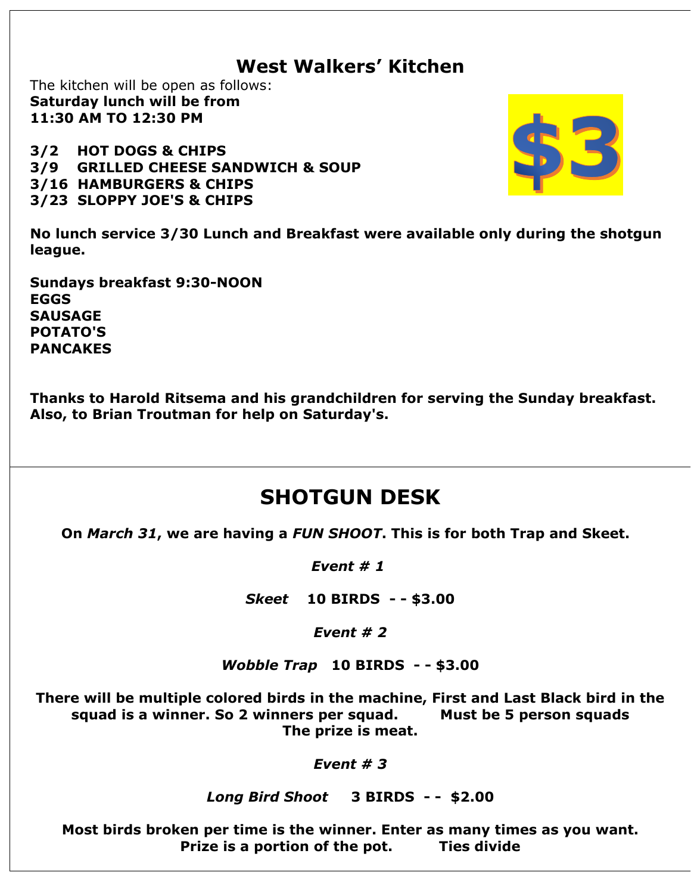## West Walkers' Kitchen

The kitchen will be open as follows:
**Saturday lunch will be from**
**11:30 AM TO 12:30 PM**

**3/2 HOT DOGS & CHIPS**
**3/9 GRILLED CHEESE SANDWICH & SOUP**
**3/16 HAMBURGERS & CHIPS**
**3/23 SLOPPY JOE'S & CHIPS**

$3

**No lunch service 3/30 Lunch and Breakfast were available only during the shotgun league.**

**Sundays breakfast 9:30-NOON**
**EGGS**
**SAUSAGE**
**POTATO'S**
**PANCAKES**

**Thanks to Harold Ritsema and his grandchildren for serving the Sunday breakfast. Also, to Brian Troutman for help on Saturday's.**

## SHOTGUN DESK

**On *March 31*, we are having a *FUN SHOOT*. This is for both Trap and Skeet.**

***Event # 1***

***Skeet*** **10 BIRDS - - $3.00**

***Event # 2***

***Wobble Trap*** **10 BIRDS - - $3.00**

**There will be multiple colored birds in the machine, First and Last Black bird in the squad is a winner. So 2 winners per squad. Must be 5 person squads The prize is meat.**

***Event # 3***

***Long Bird Shoot*** **3 BIRDS - - $2.00**

**Most birds broken per time is the winner. Enter as many times as you want. Prize is a portion of the pot. Ties divide**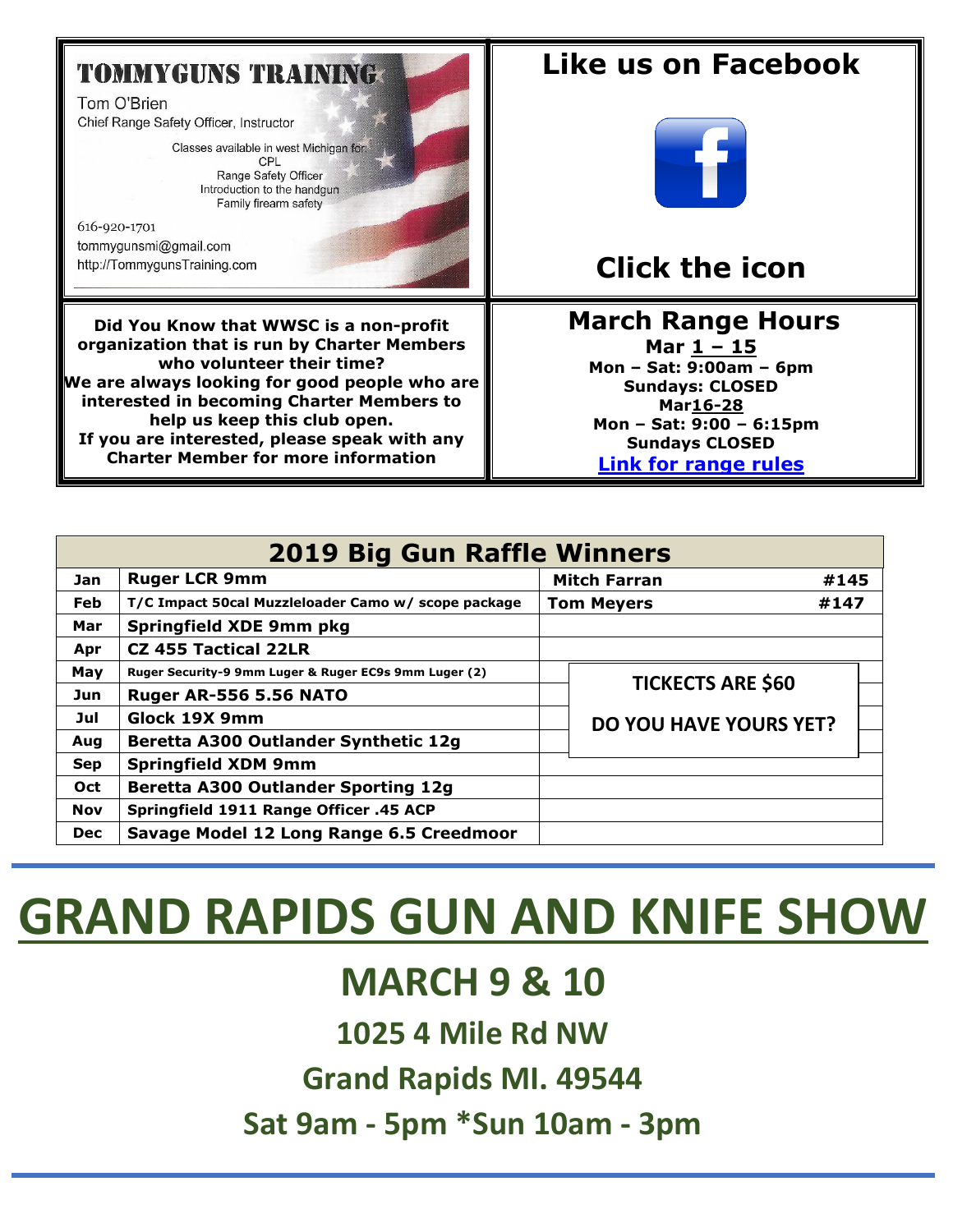**TOMMYGUNS TRAINING**

Tom O'Brien
Chief Range Safety Officer, Instructor

Classes available in west Michigan for:
CPL
Range Safety Officer
Introduction to the handgun
Family firearm safety

616-920-1701
tommygunsmi@gmail.com
http://TommygunsTraining.com

## Like us on Facebook

## Click the icon

**Did You Know that WWSC is a non-profit organization that is run by Charter Members who volunteer their time?**
**We are always looking for good people who are interested in becoming Charter Members to help us keep this club open.**
**If you are interested, please speak with any Charter Member for more information**

## March Range Hours

**Mar 1 – 15**
**Mon – Sat: 9:00am – 6pm**
**Sundays: CLOSED**
**Mar16-28**
**Mon – Sat: 9:00 – 6:15pm**
**Sundays CLOSED**
**Link for range rules**

| 2019 Big Gun Raffle Winners | | | |
|---|---|---|---|
| Jan | Ruger LCR 9mm | Mitch Farran | #145 |
| Feb | T/C Impact 50cal Muzzleloader Camo w/ scope package | Tom Meyers | #147 |
| Mar | Springfield XDE 9mm pkg | | |
| Apr | CZ 455 Tactical 22LR | | |
| May | Ruger Security-9 9mm Luger & Ruger EC9s 9mm Luger (2) | | |
| Jun | Ruger AR-556 5.56 NATO | | |
| Jul | Glock 19X 9mm | | |
| Aug | Beretta A300 Outlander Synthetic 12g | | |
| Sep | Springfield XDM 9mm | | |
| Oct | Beretta A300 Outlander Sporting 12g | | |
| Nov | Springfield 1911 Range Officer .45 ACP | | |
| Dec | Savage Model 12 Long Range 6.5 Creedmoor | | |

**TICKECTS ARE $60**

**DO YOU HAVE YOURS YET?**

# GRAND RAPIDS GUN AND KNIFE SHOW

## MARCH 9 & 10

### 1025 4 Mile Rd NW

### Grand Rapids MI. 49544

### Sat 9am - 5pm *Sun 10am - 3pm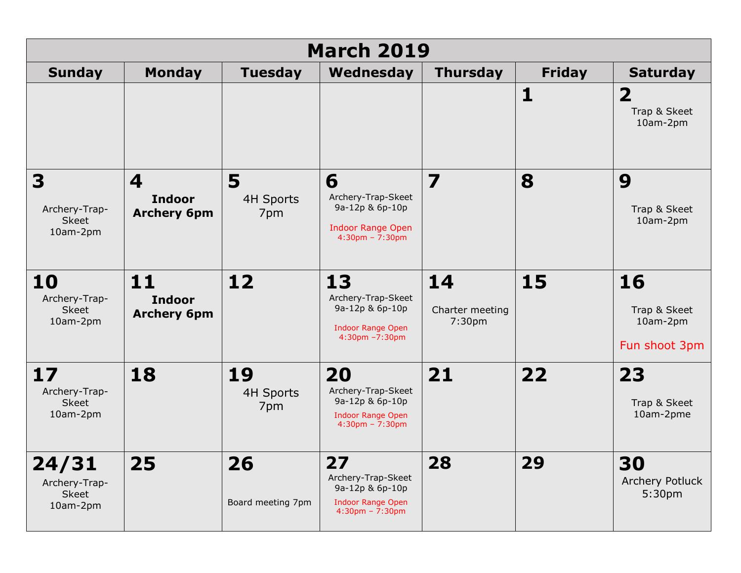| March 2019 | | | | | | |
|---|---|---|---|---|---|---|
| **Sunday** | **Monday** | **Tuesday** | **Wednesday** | **Thursday** | **Friday** | **Saturday** |
| | | | | | **1** | **2** Trap & Skeet 10am-2pm |
| **3** Archery-Trap-Skeet 10am-2pm | **4** **Indoor Archery 6pm** | **5** 4H Sports 7pm | **6** Archery-Trap-Skeet 9a-12p & 6p-10p Indoor Range Open 4:30pm – 7:30pm | **7** | **8** | **9** Trap & Skeet 10am-2pm |
| **10** Archery-Trap-Skeet 10am-2pm | **11** **Indoor Archery 6pm** | **12** | **13** Archery-Trap-Skeet 9a-12p & 6p-10p Indoor Range Open 4:30pm –7:30pm | **14** Charter meeting 7:30pm | **15** | **16** Trap & Skeet 10am-2pm Fun shoot 3pm |
| **17** Archery-Trap-Skeet 10am-2pm | **18** | **19** 4H Sports 7pm | **20** Archery-Trap-Skeet 9a-12p & 6p-10p Indoor Range Open 4:30pm – 7:30pm | **21** | **22** | **23** Trap & Skeet 10am-2pme |
| **24/31** Archery-Trap-Skeet 10am-2pm | **25** | **26** Board meeting 7pm | **27** Archery-Trap-Skeet 9a-12p & 6p-10p Indoor Range Open 4:30pm – 7:30pm | **28** | **29** | **30** Archery Potluck 5:30pm |